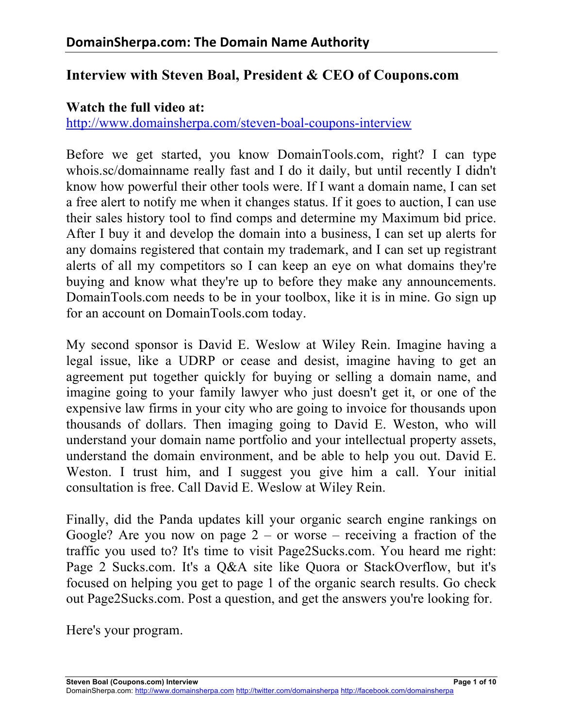## Interview with Steven Boal, President & CEO of Coupons.com

**Watch the full video at:**
http://www.domainsherpa.com/steven-boal-coupons-interview

Before we get started, you know DomainTools.com, right? I can type whois.sc/domainname really fast and I do it daily, but until recently I didn't know how powerful their other tools were. If I want a domain name, I can set a free alert to notify me when it changes status. If it goes to auction, I can use their sales history tool to find comps and determine my Maximum bid price. After I buy it and develop the domain into a business, I can set up alerts for any domains registered that contain my trademark, and I can set up registrant alerts of all my competitors so I can keep an eye on what domains they're buying and know what they're up to before they make any announcements. DomainTools.com needs to be in your toolbox, like it is in mine. Go sign up for an account on DomainTools.com today.

My second sponsor is David E. Weslow at Wiley Rein. Imagine having a legal issue, like a UDRP or cease and desist, imagine having to get an agreement put together quickly for buying or selling a domain name, and imagine going to your family lawyer who just doesn't get it, or one of the expensive law firms in your city who are going to invoice for thousands upon thousands of dollars. Then imaging going to David E. Weston, who will understand your domain name portfolio and your intellectual property assets, understand the domain environment, and be able to help you out. David E. Weston. I trust him, and I suggest you give him a call. Your initial consultation is free. Call David E. Weslow at Wiley Rein.

Finally, did the Panda updates kill your organic search engine rankings on Google? Are you now on page 2 – or worse – receiving a fraction of the traffic you used to? It's time to visit Page2Sucks.com. You heard me right: Page 2 Sucks.com. It's a Q&A site like Quora or StackOverflow, but it's focused on helping you get to page 1 of the organic search results. Go check out Page2Sucks.com. Post a question, and get the answers you're looking for.

Here's your program.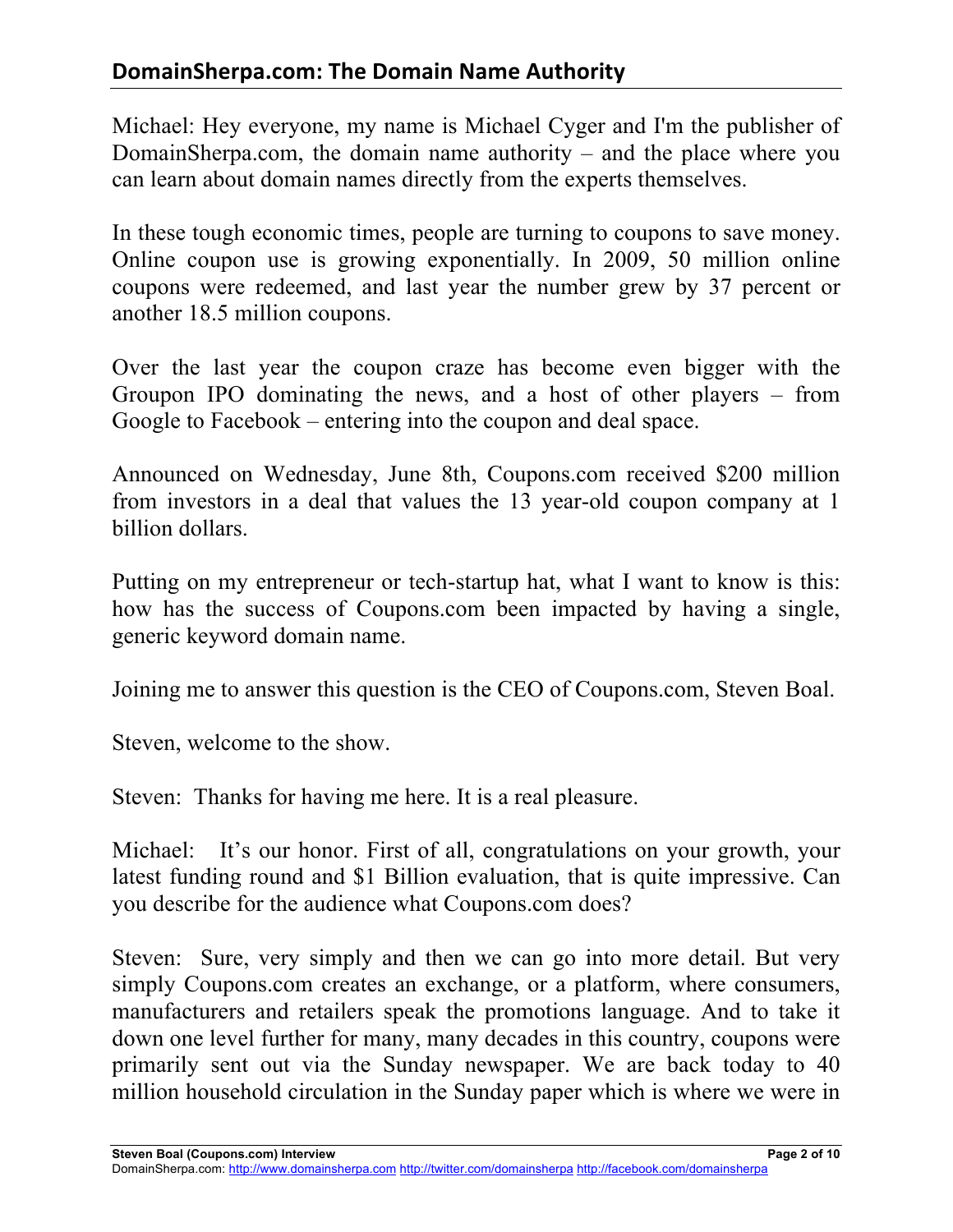Michael: Hey everyone, my name is Michael Cyger and I'm the publisher of DomainSherpa.com, the domain name authority – and the place where you can learn about domain names directly from the experts themselves.

In these tough economic times, people are turning to coupons to save money. Online coupon use is growing exponentially. In 2009, 50 million online coupons were redeemed, and last year the number grew by 37 percent or another 18.5 million coupons.

Over the last year the coupon craze has become even bigger with the Groupon IPO dominating the news, and a host of other players – from Google to Facebook – entering into the coupon and deal space.

Announced on Wednesday, June 8th, Coupons.com received $200 million from investors in a deal that values the 13 year-old coupon company at 1 billion dollars.

Putting on my entrepreneur or tech-startup hat, what I want to know is this: how has the success of Coupons.com been impacted by having a single, generic keyword domain name.

Joining me to answer this question is the CEO of Coupons.com, Steven Boal.

Steven, welcome to the show.

Steven: Thanks for having me here. It is a real pleasure.

Michael: It's our honor. First of all, congratulations on your growth, your latest funding round and $1 Billion evaluation, that is quite impressive. Can you describe for the audience what Coupons.com does?

Steven: Sure, very simply and then we can go into more detail. But very simply Coupons.com creates an exchange, or a platform, where consumers, manufacturers and retailers speak the promotions language. And to take it down one level further for many, many decades in this country, coupons were primarily sent out via the Sunday newspaper. We are back today to 40 million household circulation in the Sunday paper which is where we were in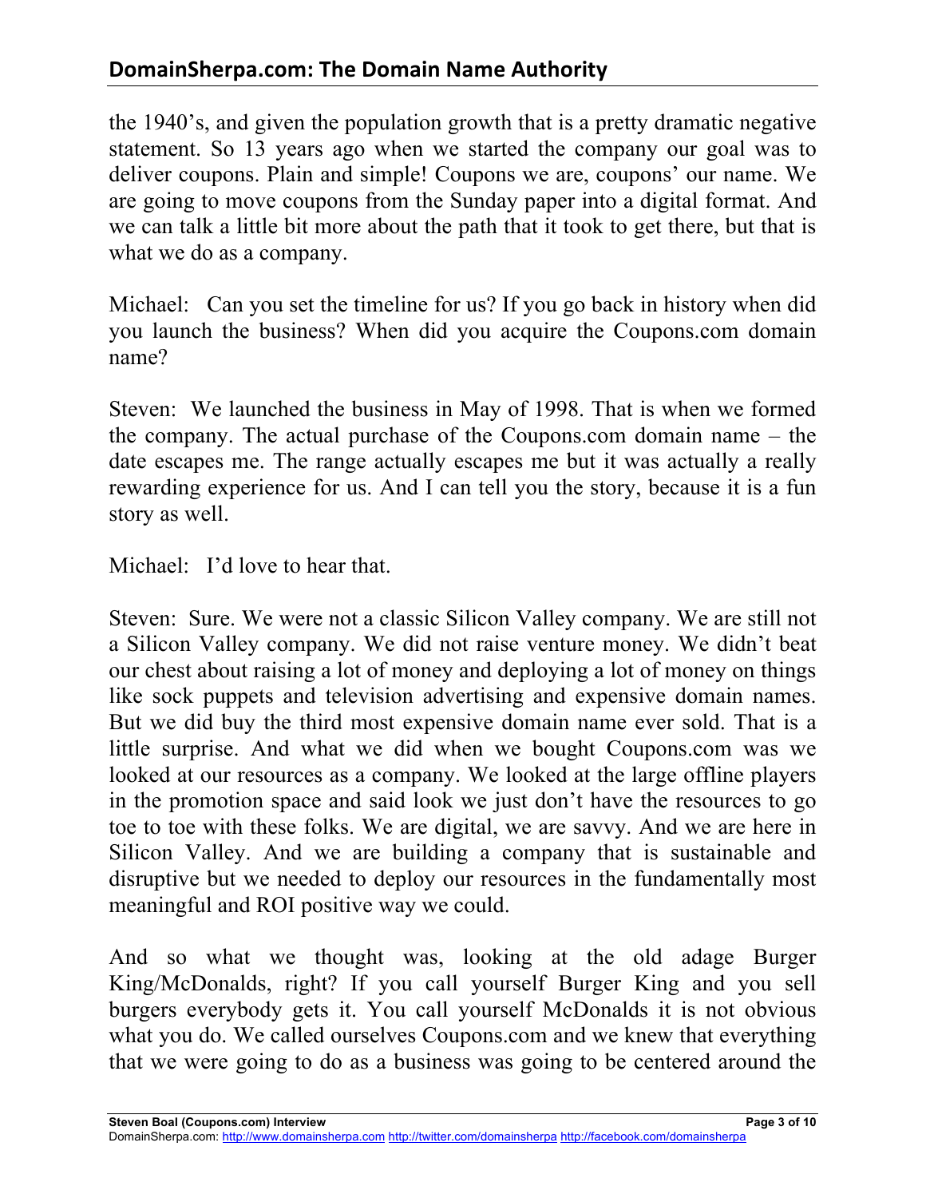the 1940's, and given the population growth that is a pretty dramatic negative statement. So 13 years ago when we started the company our goal was to deliver coupons. Plain and simple! Coupons we are, coupons' our name. We are going to move coupons from the Sunday paper into a digital format. And we can talk a little bit more about the path that it took to get there, but that is what we do as a company.

Michael: Can you set the timeline for us? If you go back in history when did you launch the business? When did you acquire the Coupons.com domain name?

Steven: We launched the business in May of 1998. That is when we formed the company. The actual purchase of the Coupons.com domain name – the date escapes me. The range actually escapes me but it was actually a really rewarding experience for us. And I can tell you the story, because it is a fun story as well.

Michael: I'd love to hear that.

Steven: Sure. We were not a classic Silicon Valley company. We are still not a Silicon Valley company. We did not raise venture money. We didn't beat our chest about raising a lot of money and deploying a lot of money on things like sock puppets and television advertising and expensive domain names. But we did buy the third most expensive domain name ever sold. That is a little surprise. And what we did when we bought Coupons.com was we looked at our resources as a company. We looked at the large offline players in the promotion space and said look we just don't have the resources to go toe to toe with these folks. We are digital, we are savvy. And we are here in Silicon Valley. And we are building a company that is sustainable and disruptive but we needed to deploy our resources in the fundamentally most meaningful and ROI positive way we could.

And so what we thought was, looking at the old adage Burger King/McDonalds, right? If you call yourself Burger King and you sell burgers everybody gets it. You call yourself McDonalds it is not obvious what you do. We called ourselves Coupons.com and we knew that everything that we were going to do as a business was going to be centered around the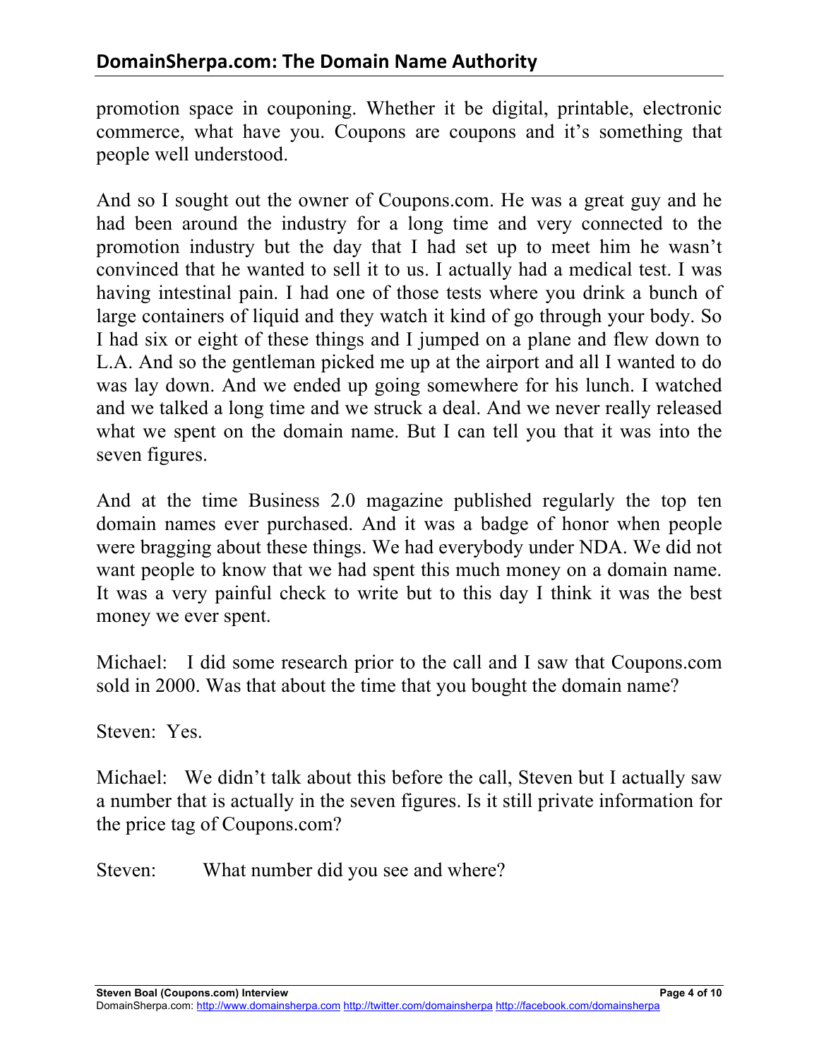promotion space in couponing. Whether it be digital, printable, electronic commerce, what have you. Coupons are coupons and it's something that people well understood.

And so I sought out the owner of Coupons.com. He was a great guy and he had been around the industry for a long time and very connected to the promotion industry but the day that I had set up to meet him he wasn't convinced that he wanted to sell it to us. I actually had a medical test. I was having intestinal pain. I had one of those tests where you drink a bunch of large containers of liquid and they watch it kind of go through your body. So I had six or eight of these things and I jumped on a plane and flew down to L.A. And so the gentleman picked me up at the airport and all I wanted to do was lay down. And we ended up going somewhere for his lunch. I watched and we talked a long time and we struck a deal. And we never really released what we spent on the domain name. But I can tell you that it was into the seven figures.

And at the time Business 2.0 magazine published regularly the top ten domain names ever purchased. And it was a badge of honor when people were bragging about these things. We had everybody under NDA. We did not want people to know that we had spent this much money on a domain name. It was a very painful check to write but to this day I think it was the best money we ever spent.

Michael: I did some research prior to the call and I saw that Coupons.com sold in 2000. Was that about the time that you bought the domain name?

Steven: Yes.

Michael: We didn't talk about this before the call, Steven but I actually saw a number that is actually in the seven figures. Is it still private information for the price tag of Coupons.com?

Steven: What number did you see and where?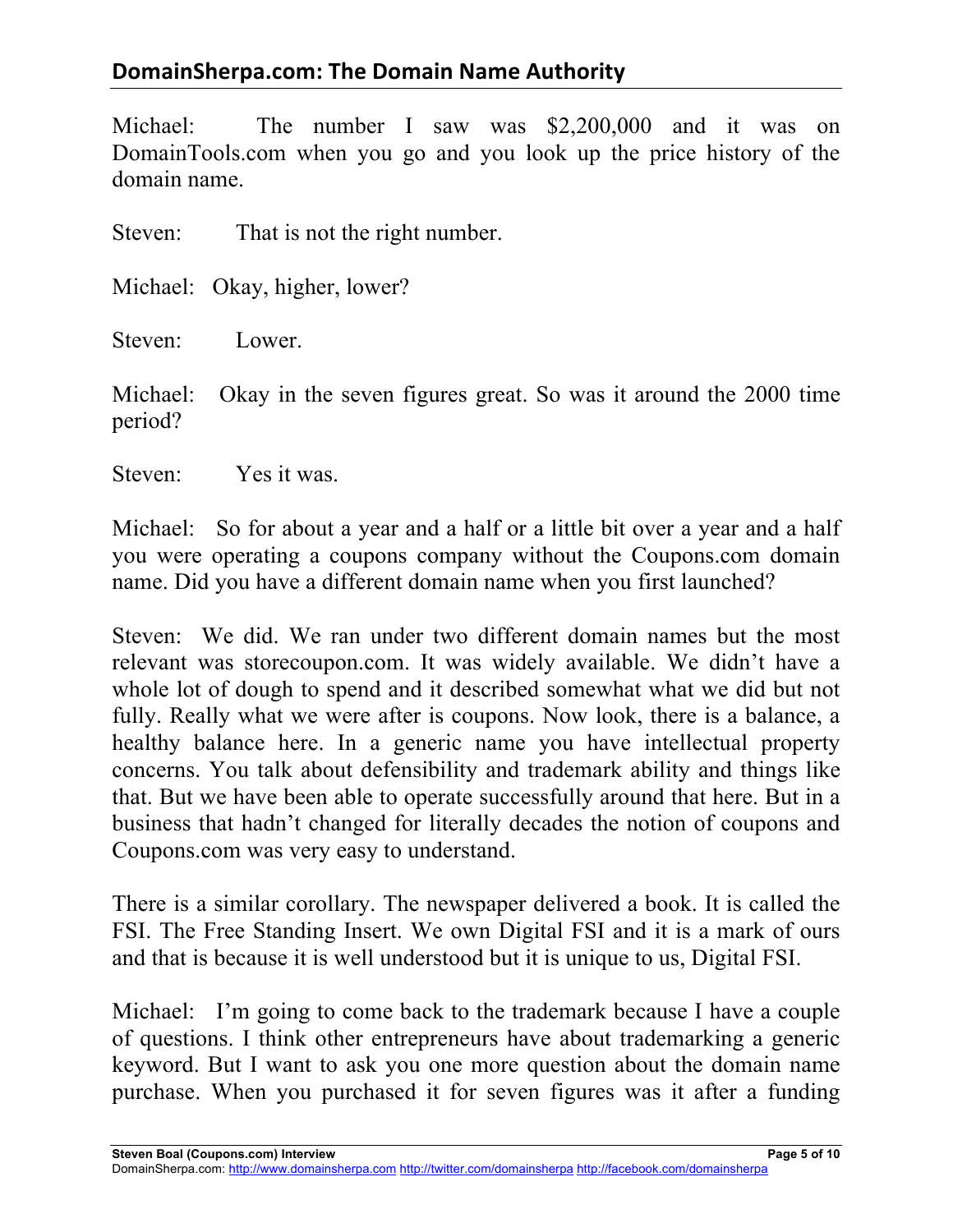Michael: The number I saw was $2,200,000 and it was on DomainTools.com when you go and you look up the price history of the domain name.

Steven: That is not the right number.

Michael: Okay, higher, lower?

Steven: Lower.

Michael: Okay in the seven figures great. So was it around the 2000 time period?

Steven: Yes it was.

Michael: So for about a year and a half or a little bit over a year and a half you were operating a coupons company without the Coupons.com domain name. Did you have a different domain name when you first launched?

Steven: We did. We ran under two different domain names but the most relevant was storecoupon.com. It was widely available. We didn't have a whole lot of dough to spend and it described somewhat what we did but not fully. Really what we were after is coupons. Now look, there is a balance, a healthy balance here. In a generic name you have intellectual property concerns. You talk about defensibility and trademark ability and things like that. But we have been able to operate successfully around that here. But in a business that hadn't changed for literally decades the notion of coupons and Coupons.com was very easy to understand.

There is a similar corollary. The newspaper delivered a book. It is called the FSI. The Free Standing Insert. We own Digital FSI and it is a mark of ours and that is because it is well understood but it is unique to us, Digital FSI.

Michael: I'm going to come back to the trademark because I have a couple of questions. I think other entrepreneurs have about trademarking a generic keyword. But I want to ask you one more question about the domain name purchase. When you purchased it for seven figures was it after a funding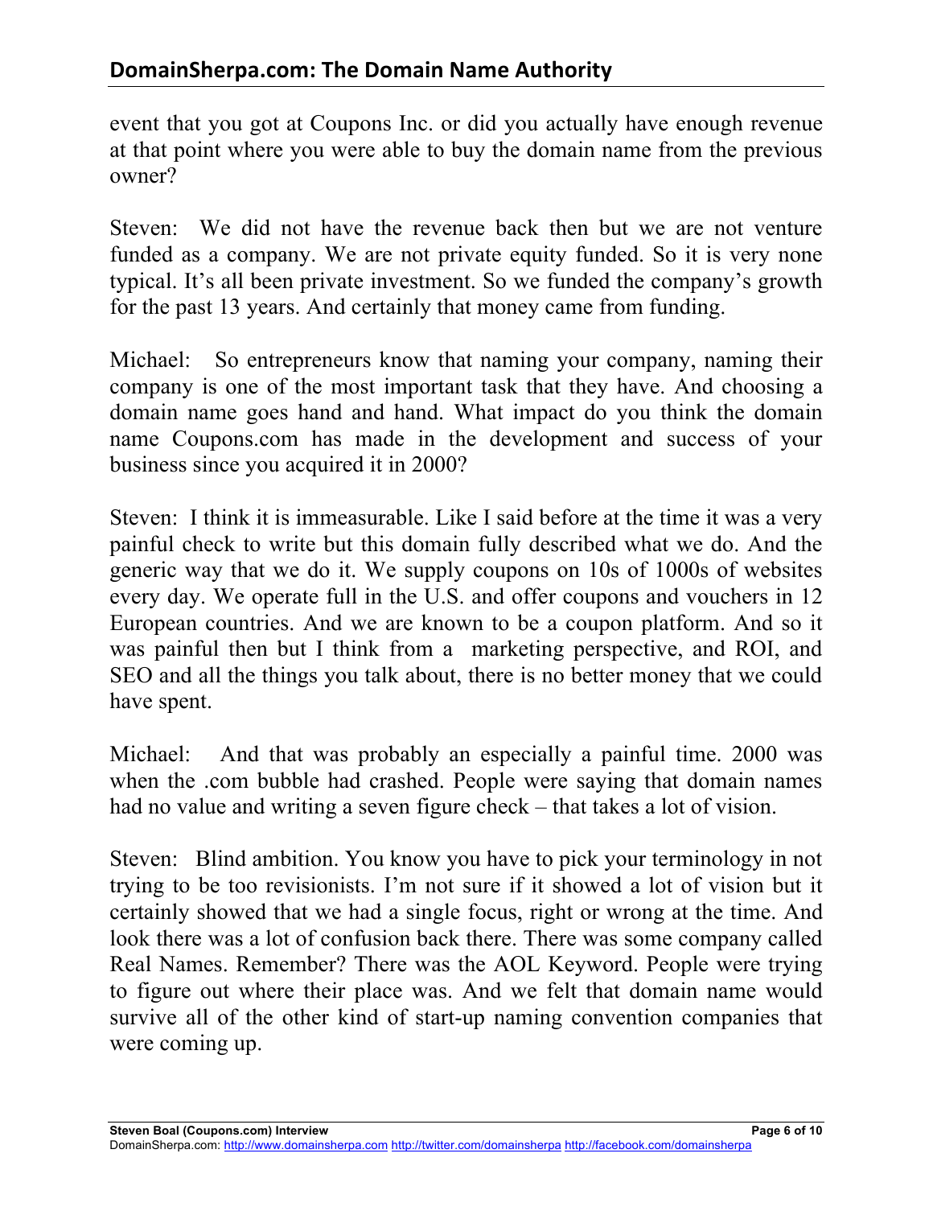event that you got at Coupons Inc. or did you actually have enough revenue at that point where you were able to buy the domain name from the previous owner?

Steven: We did not have the revenue back then but we are not venture funded as a company. We are not private equity funded. So it is very none typical. It's all been private investment. So we funded the company's growth for the past 13 years. And certainly that money came from funding.

Michael: So entrepreneurs know that naming your company, naming their company is one of the most important task that they have. And choosing a domain name goes hand and hand. What impact do you think the domain name Coupons.com has made in the development and success of your business since you acquired it in 2000?

Steven: I think it is immeasurable. Like I said before at the time it was a very painful check to write but this domain fully described what we do. And the generic way that we do it. We supply coupons on 10s of 1000s of websites every day. We operate full in the U.S. and offer coupons and vouchers in 12 European countries. And we are known to be a coupon platform. And so it was painful then but I think from a marketing perspective, and ROI, and SEO and all the things you talk about, there is no better money that we could have spent.

Michael: And that was probably an especially a painful time. 2000 was when the .com bubble had crashed. People were saying that domain names had no value and writing a seven figure check – that takes a lot of vision.

Steven: Blind ambition. You know you have to pick your terminology in not trying to be too revisionists. I'm not sure if it showed a lot of vision but it certainly showed that we had a single focus, right or wrong at the time. And look there was a lot of confusion back there. There was some company called Real Names. Remember? There was the AOL Keyword. People were trying to figure out where their place was. And we felt that domain name would survive all of the other kind of start-up naming convention companies that were coming up.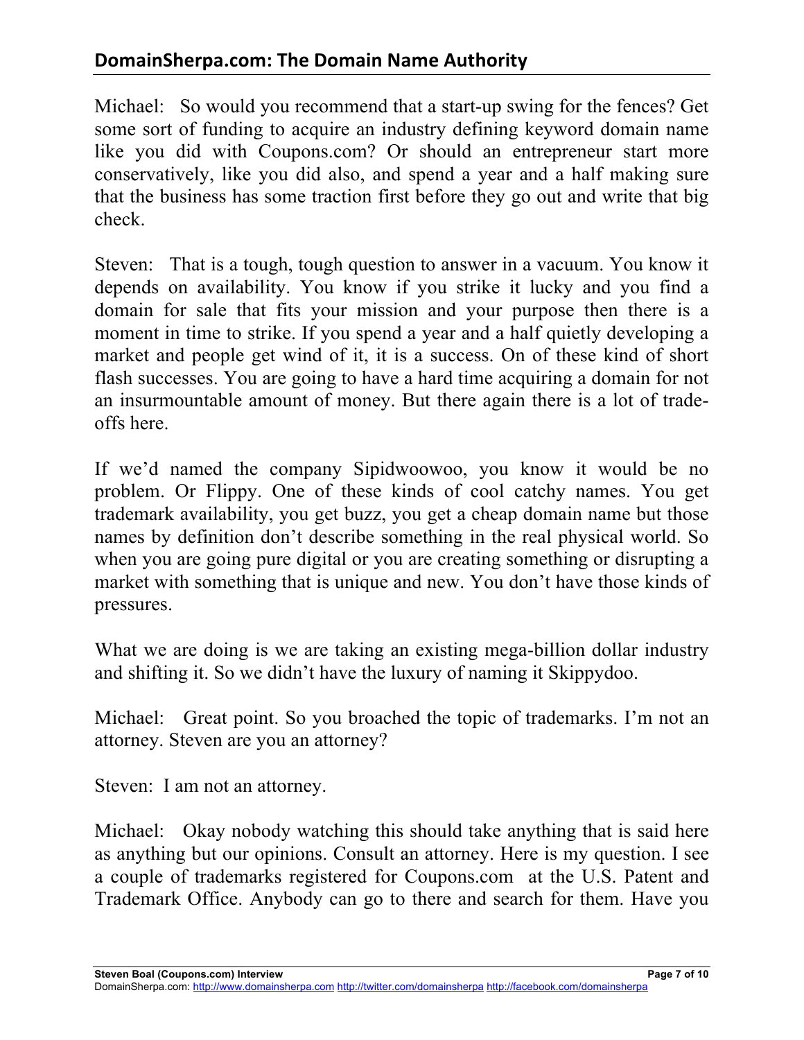Michael: So would you recommend that a start-up swing for the fences? Get some sort of funding to acquire an industry defining keyword domain name like you did with Coupons.com? Or should an entrepreneur start more conservatively, like you did also, and spend a year and a half making sure that the business has some traction first before they go out and write that big check.

Steven: That is a tough, tough question to answer in a vacuum. You know it depends on availability. You know if you strike it lucky and you find a domain for sale that fits your mission and your purpose then there is a moment in time to strike. If you spend a year and a half quietly developing a market and people get wind of it, it is a success. On of these kind of short flash successes. You are going to have a hard time acquiring a domain for not an insurmountable amount of money. But there again there is a lot of trade-offs here.

If we'd named the company Sipidwoowoo, you know it would be no problem. Or Flippy. One of these kinds of cool catchy names. You get trademark availability, you get buzz, you get a cheap domain name but those names by definition don't describe something in the real physical world. So when you are going pure digital or you are creating something or disrupting a market with something that is unique and new. You don't have those kinds of pressures.

What we are doing is we are taking an existing mega-billion dollar industry and shifting it. So we didn't have the luxury of naming it Skippydoo.

Michael: Great point. So you broached the topic of trademarks. I'm not an attorney. Steven are you an attorney?

Steven: I am not an attorney.

Michael: Okay nobody watching this should take anything that is said here as anything but our opinions. Consult an attorney. Here is my question. I see a couple of trademarks registered for Coupons.com at the U.S. Patent and Trademark Office. Anybody can go to there and search for them. Have you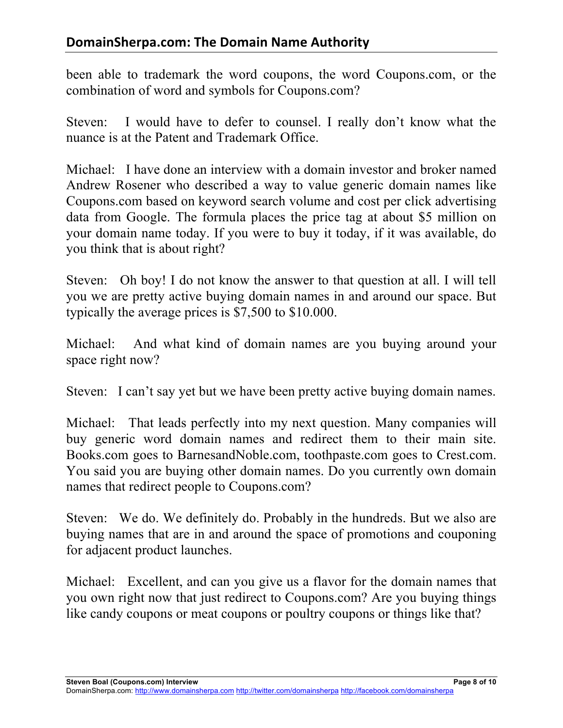been able to trademark the word coupons, the word Coupons.com, or the combination of word and symbols for Coupons.com?

Steven: I would have to defer to counsel. I really don't know what the nuance is at the Patent and Trademark Office.

Michael: I have done an interview with a domain investor and broker named Andrew Rosener who described a way to value generic domain names like Coupons.com based on keyword search volume and cost per click advertising data from Google. The formula places the price tag at about $5 million on your domain name today. If you were to buy it today, if it was available, do you think that is about right?

Steven: Oh boy! I do not know the answer to that question at all. I will tell you we are pretty active buying domain names in and around our space. But typically the average prices is $7,500 to $10.000.

Michael: And what kind of domain names are you buying around your space right now?

Steven: I can't say yet but we have been pretty active buying domain names.

Michael: That leads perfectly into my next question. Many companies will buy generic word domain names and redirect them to their main site. Books.com goes to BarnesandNoble.com, toothpaste.com goes to Crest.com. You said you are buying other domain names. Do you currently own domain names that redirect people to Coupons.com?

Steven: We do. We definitely do. Probably in the hundreds. But we also are buying names that are in and around the space of promotions and couponing for adjacent product launches.

Michael: Excellent, and can you give us a flavor for the domain names that you own right now that just redirect to Coupons.com? Are you buying things like candy coupons or meat coupons or poultry coupons or things like that?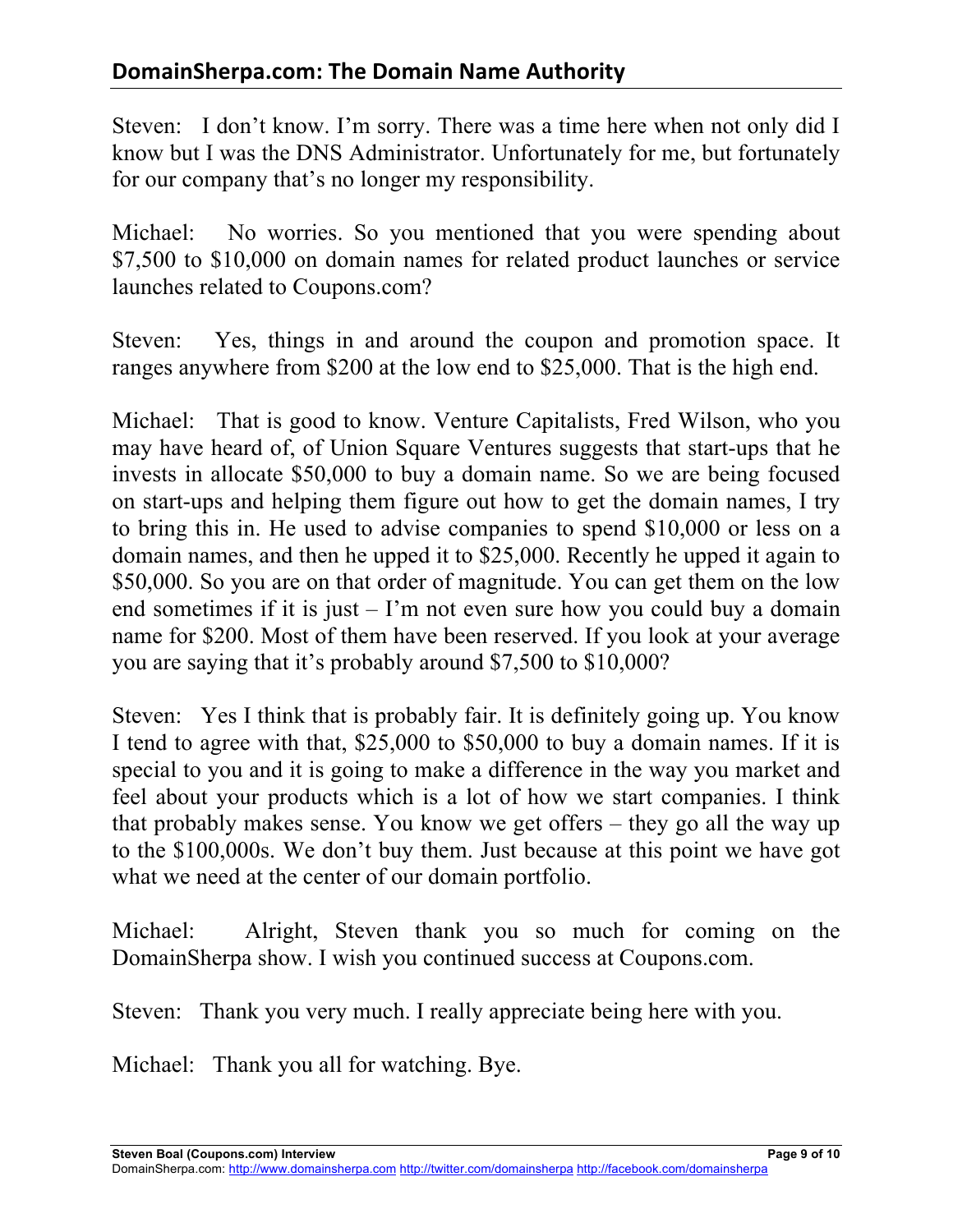Steven: I don't know. I'm sorry. There was a time here when not only did I know but I was the DNS Administrator. Unfortunately for me, but fortunately for our company that's no longer my responsibility.

Michael: No worries. So you mentioned that you were spending about $7,500 to $10,000 on domain names for related product launches or service launches related to Coupons.com?

Steven: Yes, things in and around the coupon and promotion space. It ranges anywhere from $200 at the low end to $25,000. That is the high end.

Michael: That is good to know. Venture Capitalists, Fred Wilson, who you may have heard of, of Union Square Ventures suggests that start-ups that he invests in allocate $50,000 to buy a domain name. So we are being focused on start-ups and helping them figure out how to get the domain names, I try to bring this in. He used to advise companies to spend $10,000 or less on a domain names, and then he upped it to $25,000. Recently he upped it again to $50,000. So you are on that order of magnitude. You can get them on the low end sometimes if it is just – I'm not even sure how you could buy a domain name for $200. Most of them have been reserved. If you look at your average you are saying that it's probably around $7,500 to $10,000?

Steven: Yes I think that is probably fair. It is definitely going up. You know I tend to agree with that, $25,000 to $50,000 to buy a domain names. If it is special to you and it is going to make a difference in the way you market and feel about your products which is a lot of how we start companies. I think that probably makes sense. You know we get offers – they go all the way up to the $100,000s. We don't buy them. Just because at this point we have got what we need at the center of our domain portfolio.

Michael: Alright, Steven thank you so much for coming on the DomainSherpa show. I wish you continued success at Coupons.com.

Steven: Thank you very much. I really appreciate being here with you.

Michael: Thank you all for watching. Bye.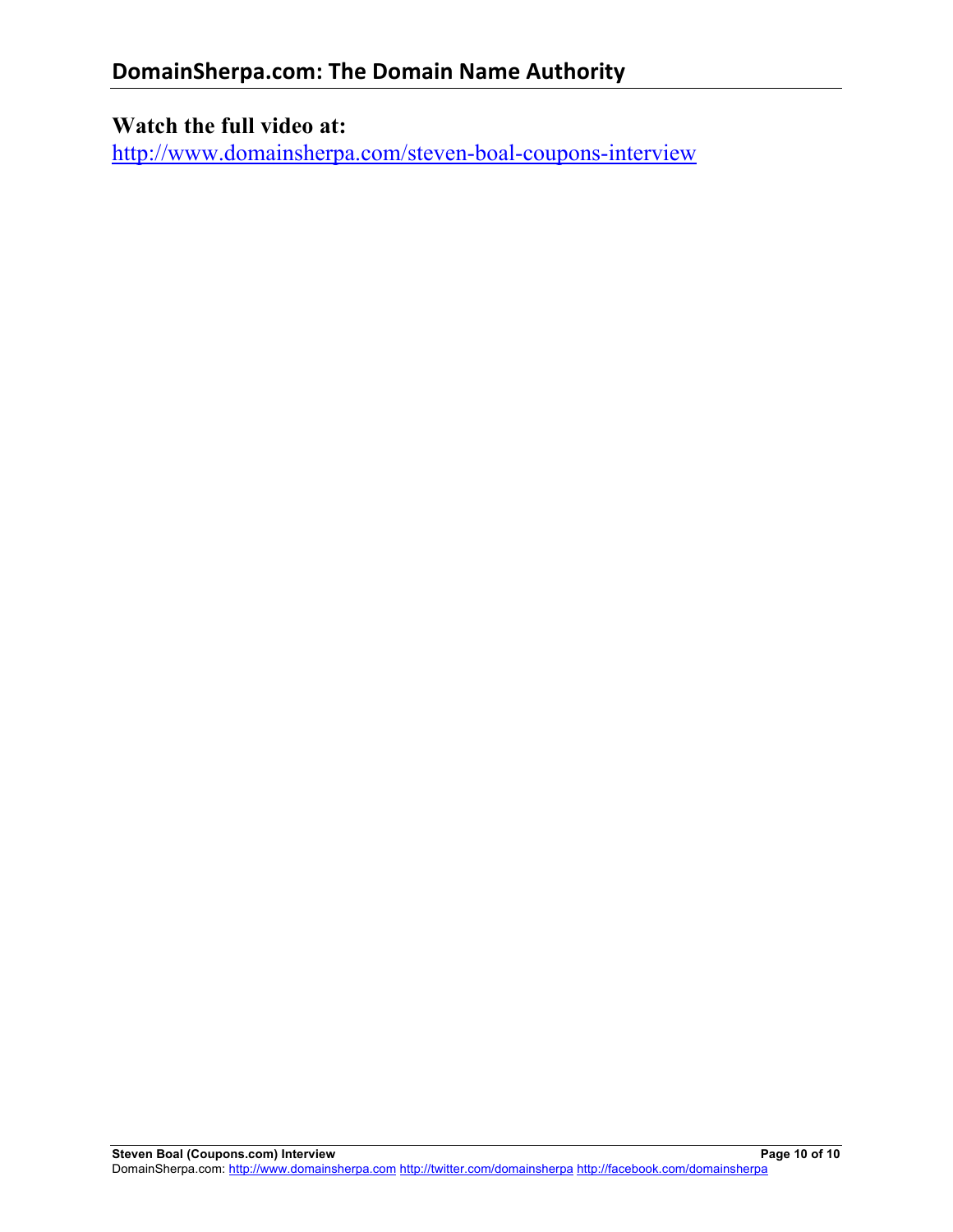**Watch the full video at:**
http://www.domainsherpa.com/steven-boal-coupons-interview